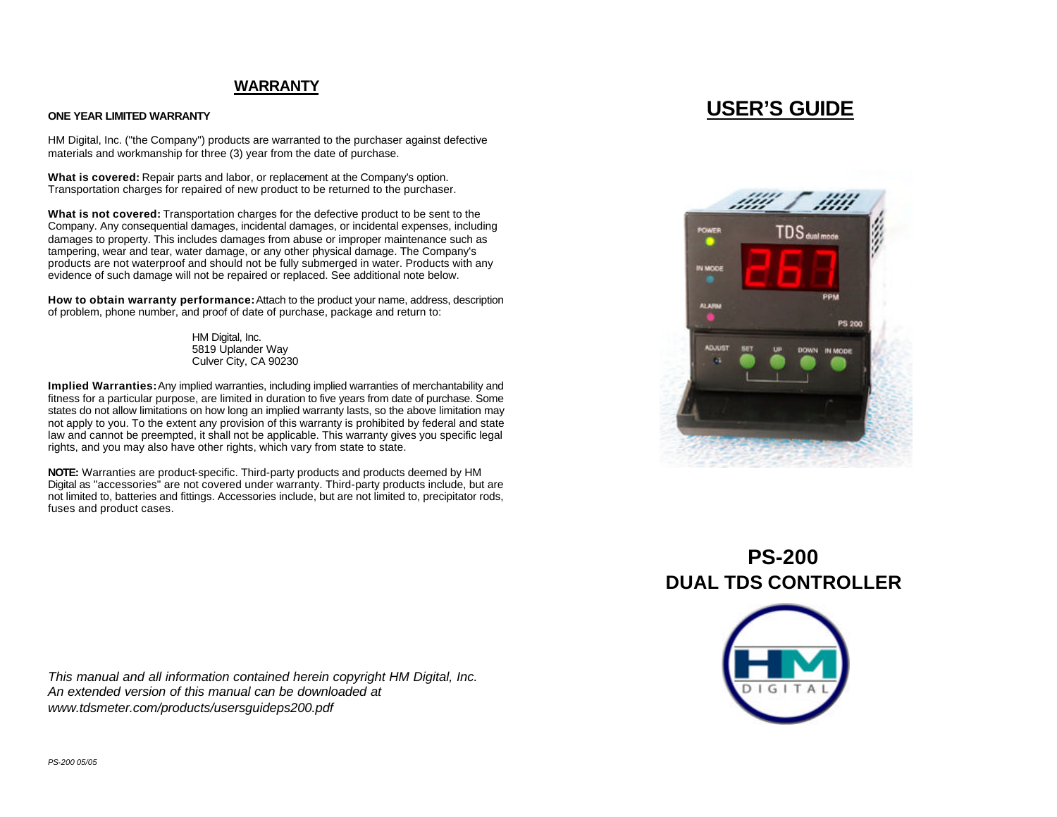## WARRANTY

**ONE YEAR LIMITED WARRANTY**

HM Digital, Inc. ("the Company") products are warranted to the purchaser against defective materials and workmanship for three (3) year from the date of purchase.

**What is covered:** Repair parts and labor, or replacement at the Company's option. Transportation charges for repaired of new product to be returned to the purchaser.

**What is not covered:** Transportation charges for the defective product to be sent to the Company. Any consequential damages, incidental damages, or incidental expenses, including damages to property. This includes damages from abuse or improper maintenance such as tampering, wear and tear, water damage, or any other physical damage. The Company's products are not waterproof and should not be fully submerged in water. Products with any evidence of such damage will not be repaired or replaced. See additional note below.

**How to obtain warranty performance:** Attach to the product your name, address, description of problem, phone number, and proof of date of purchase, package and return to:

HM Digital, Inc.
5819 Uplander Way
Culver City, CA 90230

**Implied Warranties:** Any implied warranties, including implied warranties of merchantability and fitness for a particular purpose, are limited in duration to five years from date of purchase. Some states do not allow limitations on how long an implied warranty lasts, so the above limitation may not apply to you. To the extent any provision of this warranty is prohibited by federal and state law and cannot be preempted, it shall not be applicable. This warranty gives you specific legal rights, and you may also have other rights, which vary from state to state.

**NOTE:** Warranties are product-specific. Third-party products and products deemed by HM Digital as "accessories" are not covered under warranty. Third-party products include, but are not limited to, batteries and fittings. Accessories include, but are not limited to, precipitator rods, fuses and product cases.

*This manual and all information contained herein copyright HM Digital, Inc.*
*An extended version of this manual can be downloaded at*
*www.tdsmeter.com/products/usersguideps200.pdf*

*PS-200 05/05*

# USER'S GUIDE

# PS-200
# DUAL TDS CONTROLLER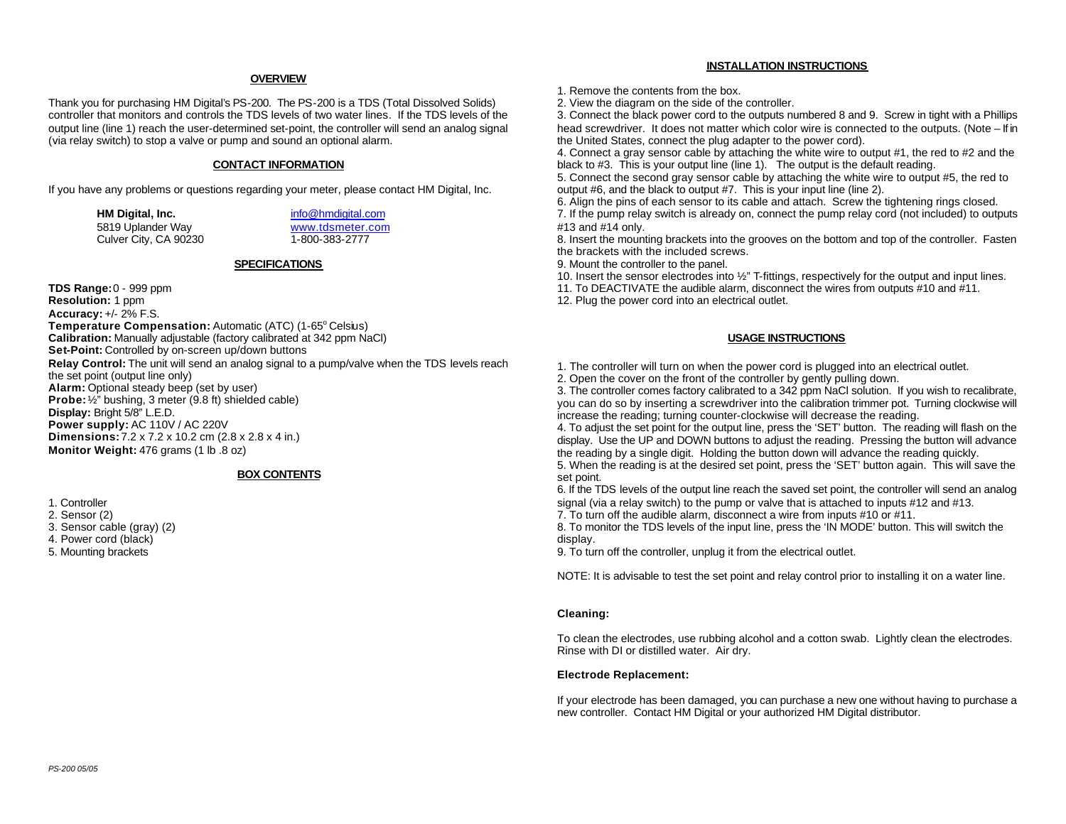## OVERVIEW

Thank you for purchasing HM Digital's PS-200. The PS-200 is a TDS (Total Dissolved Solids) controller that monitors and controls the TDS levels of two water lines. If the TDS levels of the output line (line 1) reach the user-determined set-point, the controller will send an analog signal (via relay switch) to stop a valve or pump and sound an optional alarm.

## CONTACT INFORMATION

If you have any problems or questions regarding your meter, please contact HM Digital, Inc.

**HM Digital, Inc.**
5819 Uplander Way
Culver City, CA 90230

info@hmdigital.com
www.tdsmeter.com
1-800-383-2777

## SPECIFICATIONS

**TDS Range:** 0 - 999 ppm
**Resolution:** 1 ppm
**Accuracy:** +/- 2% F.S.
**Temperature Compensation:** Automatic (ATC) (1-65° Celsius)
**Calibration:** Manually adjustable (factory calibrated at 342 ppm NaCl)
**Set-Point:** Controlled by on-screen up/down buttons
**Relay Control:** The unit will send an analog signal to a pump/valve when the TDS levels reach the set point (output line only)
**Alarm:** Optional steady beep (set by user)
**Probe:** ½" bushing, 3 meter (9.8 ft) shielded cable)
**Display:** Bright 5/8" L.E.D.
**Power supply:** AC 110V / AC 220V
**Dimensions:** 7.2 x 7.2 x 10.2 cm (2.8 x 2.8 x 4 in.)
**Monitor Weight:** 476 grams (1 lb .8 oz)

## BOX CONTENTS

1. Controller
2. Sensor (2)
3. Sensor cable (gray) (2)
4. Power cord (black)
5. Mounting brackets

## INSTALLATION INSTRUCTIONS

1. Remove the contents from the box.
2. View the diagram on the side of the controller.
3. Connect the black power cord to the outputs numbered 8 and 9. Screw in tight with a Phillips head screwdriver. It does not matter which color wire is connected to the outputs. (Note – If in the United States, connect the plug adapter to the power cord).
4. Connect a gray sensor cable by attaching the white wire to output #1, the red to #2 and the black to #3. This is your output line (line 1). The output is the default reading.
5. Connect the second gray sensor cable by attaching the white wire to output #5, the red to output #6, and the black to output #7. This is your input line (line 2).
6. Align the pins of each sensor to its cable and attach. Screw the tightening rings closed.
7. If the pump relay switch is already on, connect the pump relay cord (not included) to outputs #13 and #14 only.
8. Insert the mounting brackets into the grooves on the bottom and top of the controller. Fasten the brackets with the included screws.
9. Mount the controller to the panel.
10. Insert the sensor electrodes into ½" T-fittings, respectively for the output and input lines.
11. To DEACTIVATE the audible alarm, disconnect the wires from outputs #10 and #11.
12. Plug the power cord into an electrical outlet.

## USAGE INSTRUCTIONS

1. The controller will turn on when the power cord is plugged into an electrical outlet.
2. Open the cover on the front of the controller by gently pulling down.
3. The controller comes factory calibrated to a 342 ppm NaCl solution. If you wish to recalibrate, you can do so by inserting a screwdriver into the calibration trimmer pot. Turning clockwise will increase the reading; turning counter-clockwise will decrease the reading.
4. To adjust the set point for the output line, press the 'SET' button. The reading will flash on the display. Use the UP and DOWN buttons to adjust the reading. Pressing the button will advance the reading by a single digit. Holding the button down will advance the reading quickly.
5. When the reading is at the desired set point, press the 'SET' button again. This will save the set point.
6. If the TDS levels of the output line reach the saved set point, the controller will send an analog signal (via a relay switch) to the pump or valve that is attached to inputs #12 and #13.
7. To turn off the audible alarm, disconnect a wire from inputs #10 or #11.
8. To monitor the TDS levels of the input line, press the 'IN MODE' button. This will switch the display.
9. To turn off the controller, unplug it from the electrical outlet.

NOTE: It is advisable to test the set point and relay control prior to installing it on a water line.

### Cleaning:

To clean the electrodes, use rubbing alcohol and a cotton swab. Lightly clean the electrodes. Rinse with DI or distilled water. Air dry.

### Electrode Replacement:

If your electrode has been damaged, you can purchase a new one without having to purchase a new controller. Contact HM Digital or your authorized HM Digital distributor.

*PS-200 05/05*